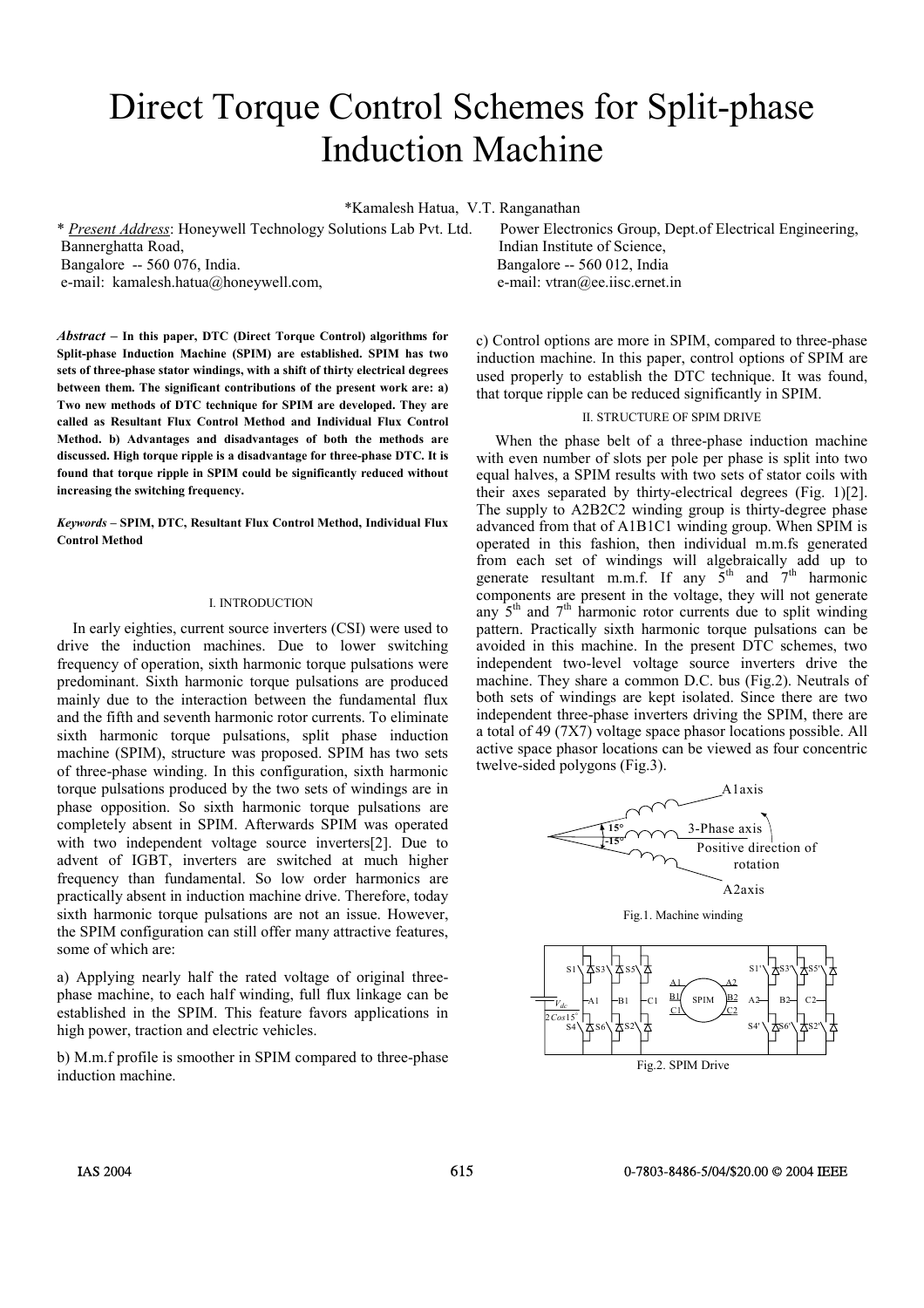# Direct Torque Control Schemes for Split-phase Induction Machine

*Kamalesh Hatua, V.T. Ranganathan

\* *Present Address*: Honeywell Technology Solutions Lab Pvt. Ltd.
Bannerghatta Road,
Bangalore -- 560 076, India.
e-mail: kamalesh.hatua@honeywell.com,

Power Electronics Group, Dept.of Electrical Engineering,
Indian Institute of Science,
Bangalore -- 560 012, India
e-mail: vtran@ee.iisc.ernet.in

***Abstract*** **– In this paper, DTC (Direct Torque Control) algorithms for Split-phase Induction Machine (SPIM) are established. SPIM has two sets of three-phase stator windings, with a shift of thirty electrical degrees between them. The significant contributions of the present work are: a) Two new methods of DTC technique for SPIM are developed. They are called as Resultant Flux Control Method and Individual Flux Control Method. b) Advantages and disadvantages of both the methods are discussed. High torque ripple is a disadvantage for three-phase DTC. It is found that torque ripple in SPIM could be significantly reduced without increasing the switching frequency.**

***Keywords*** **– SPIM, DTC, Resultant Flux Control Method, Individual Flux Control Method**

## I. INTRODUCTION

In early eighties, current source inverters (CSI) were used to drive the induction machines. Due to lower switching frequency of operation, sixth harmonic torque pulsations were predominant. Sixth harmonic torque pulsations are produced mainly due to the interaction between the fundamental flux and the fifth and seventh harmonic rotor currents. To eliminate sixth harmonic torque pulsations, split phase induction machine (SPIM), structure was proposed. SPIM has two sets of three-phase winding. In this configuration, sixth harmonic torque pulsations produced by the two sets of windings are in phase opposition. So sixth harmonic torque pulsations are completely absent in SPIM. Afterwards SPIM was operated with two independent voltage source inverters[2]. Due to advent of IGBT, inverters are switched at much higher frequency than fundamental. So low order harmonics are practically absent in induction machine drive. Therefore, today sixth harmonic torque pulsations are not an issue. However, the SPIM configuration can still offer many attractive features, some of which are:

a) Applying nearly half the rated voltage of original three-phase machine, to each half winding, full flux linkage can be established in the SPIM. This feature favors applications in high power, traction and electric vehicles.

b) M.m.f profile is smoother in SPIM compared to three-phase induction machine.

c) Control options are more in SPIM, compared to three-phase induction machine. In this paper, control options of SPIM are used properly to establish the DTC technique. It was found, that torque ripple can be reduced significantly in SPIM.

## II. STRUCTURE OF SPIM DRIVE

When the phase belt of a three-phase induction machine with even number of slots per pole per phase is split into two equal halves, a SPIM results with two sets of stator coils with their axes separated by thirty-electrical degrees (Fig. 1)[2]. The supply to A2B2C2 winding group is thirty-degree phase advanced from that of A1B1C1 winding group. When SPIM is operated in this fashion, then individual m.m.fs generated from each set of windings will algebraically add up to generate resultant m.m.f. If any $5^{th}$ and $7^{th}$ harmonic components are present in the voltage, they will not generate any $5^{th}$ and $7^{th}$ harmonic rotor currents due to split winding pattern. Practically sixth harmonic torque pulsations can be avoided in this machine. In the present DTC schemes, two independent two-level voltage source inverters drive the machine. They share a common D.C. bus (Fig.2). Neutrals of both sets of windings are kept isolated. Since there are two independent three-phase inverters driving the SPIM, there are a total of 49 (7X7) voltage space phasor locations possible. All active space phasor locations can be viewed as four concentric twelve-sided polygons (Fig.3).

A1axis
15°
-15°
3-Phase axis
Positive direction of rotation
A2axis

Fig.1. Machine winding

S1 S3 S5 S1' S3' S5'
$\frac{V_{dc}}{2Cos15^{\circ}}$
A1 B1 C1 SPIM A2 B2 C2
S4 S6 S2 S4' S6' S2'

Fig.2. SPIM Drive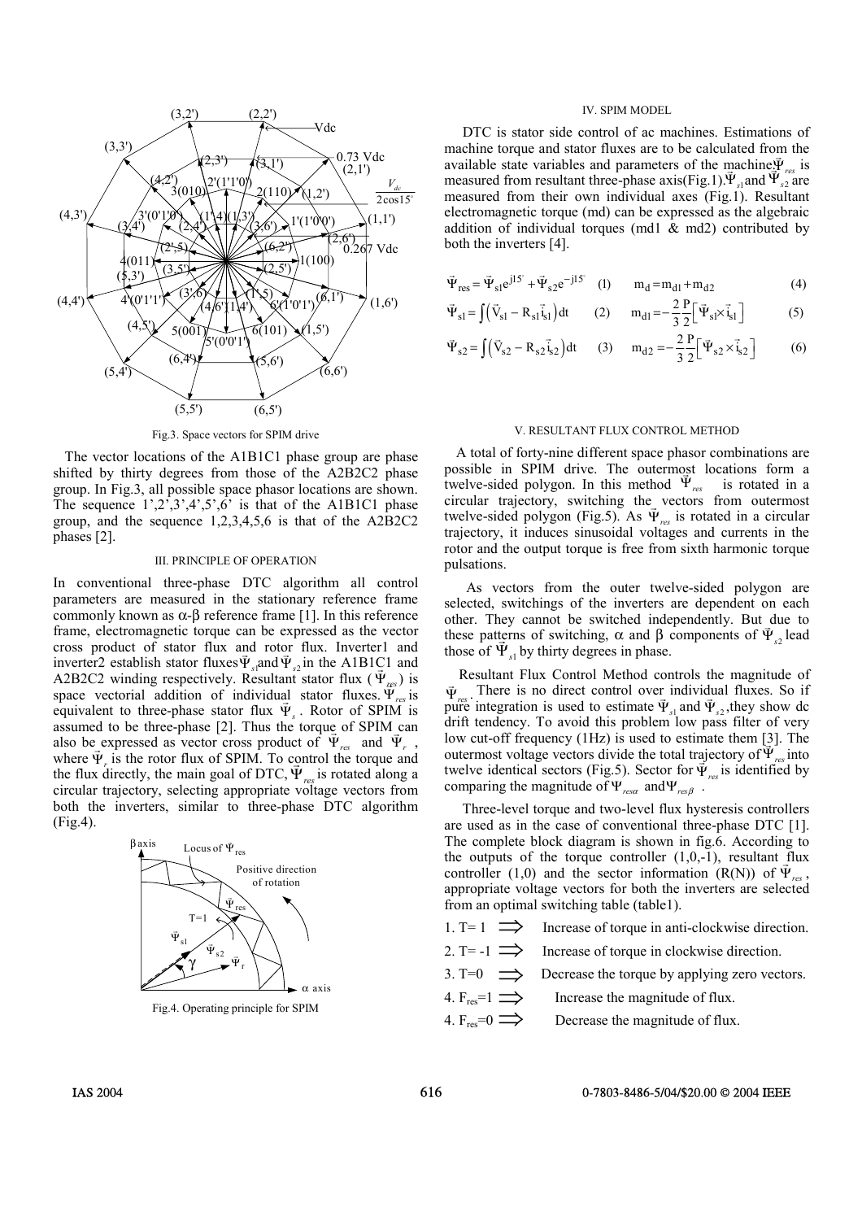Fig.3. Space vectors for SPIM drive

The vector locations of the A1B1C1 phase group are phase shifted by thirty degrees from those of the A2B2C2 phase group. In Fig.3, all possible space phasor locations are shown. The sequence 1',2',3',4',5',6' is that of the A1B1C1 phase group, and the sequence 1,2,3,4,5,6 is that of the A2B2C2 phases [2].

## III. PRINCIPLE OF OPERATION

In conventional three-phase DTC algorithm all control parameters are measured in the stationary reference frame commonly known as α-β reference frame [1]. In this reference frame, electromagnetic torque can be expressed as the vector cross product of stator flux and rotor flux. Inverter1 and inverter2 establish stator fluxes $\vec{\Psi}_{s1}$ and $\vec{\Psi}_{s2}$ in the A1B1C1 and A2B2C2 winding respectively. Resultant stator flux ($\vec{\Psi}_{res}$) is space vectorial addition of individual stator fluxes. $\vec{\Psi}_{res}$ is equivalent to three-phase stator flux $\vec{\Psi}_{s}$. Rotor of SPIM is assumed to be three-phase [2]. Thus the torque of SPIM can also be expressed as vector cross product of $\vec{\Psi}_{res}$ and $\vec{\Psi}_{r}$, where $\vec{\Psi}_{r}$ is the rotor flux of SPIM. To control the torque and the flux directly, the main goal of DTC, $\vec{\Psi}_{res}$ is rotated along a circular trajectory, selecting appropriate voltage vectors from both the inverters, similar to three-phase DTC algorithm (Fig.4).

Fig.4. Operating principle for SPIM

## IV. SPIM MODEL

DTC is stator side control of ac machines. Estimations of machine torque and stator fluxes are to be calculated from the available state variables and parameters of the machine. $\vec{\Psi}_{res}$ is measured from resultant three-phase axis(Fig.1). $\vec{\Psi}_{s1}$ and $\vec{\Psi}_{s2}$ are measured from their own individual axes (Fig.1). Resultant electromagnetic torque (md) can be expressed as the algebraic addition of individual torques (md1 & md2) contributed by both the inverters [4].

$$\vec{\Psi}_{res} = \vec{\Psi}_{s1}e^{j15^{\circ}} + \vec{\Psi}_{s2}e^{-j15^{\circ}} \quad (1)$$

$$\vec{\Psi}_{s1} = \int\left(\vec{V}_{s1} - R_{s1}\vec{i}_{s1}\right)dt \quad (2)$$

$$\vec{\Psi}_{s2} = \int\left(\vec{V}_{s2} - R_{s2}\vec{i}_{s2}\right)dt \quad (3)$$

$$m_d = m_{d1} + m_{d2} \quad (4)$$

$$m_{d1} = -\frac{2}{3}\frac{P}{2}\left[\vec{\Psi}_{s1} \times \vec{i}_{s1}\right] \quad (5)$$

$$m_{d2} = -\frac{2}{3}\frac{P}{2}\left[\vec{\Psi}_{s2} \times \vec{i}_{s2}\right] \quad (6)$$

## V. RESULTANT FLUX CONTROL METHOD

A total of forty-nine different space phasor combinations are possible in SPIM drive. The outermost locations form a twelve-sided polygon. In this method $\vec{\Psi}_{res}$ is rotated in a circular trajectory, switching the vectors from outermost twelve-sided polygon (Fig.5). As $\vec{\Psi}_{res}$ is rotated in a circular trajectory, it induces sinusoidal voltages and currents in the rotor and the output torque is free from sixth harmonic torque pulsations.

As vectors from the outer twelve-sided polygon are selected, switchings of the inverters are dependent on each other. They cannot be switched independently. But due to these patterns of switching, α and β components of $\vec{\Psi}_{s2}$ lead those of $\vec{\Psi}_{s1}$ by thirty degrees in phase.

Resultant Flux Control Method controls the magnitude of $\vec{\Psi}_{res}$. There is no direct control over individual fluxes. So if pure integration is used to estimate $\vec{\Psi}_{s1}$ and $\vec{\Psi}_{s2}$, they show dc drift tendency. To avoid this problem low pass filter of very low cut-off frequency (1Hz) is used to estimate them [3]. The outermost voltage vectors divide the total trajectory of $\vec{\Psi}_{res}$ into twelve identical sectors (Fig.5). Sector for $\vec{\Psi}_{res}$ is identified by comparing the magnitude of $\Psi_{res\alpha}$ and $\Psi_{res\beta}$.

Three-level torque and two-level flux hysteresis controllers are used as in the case of conventional three-phase DTC [1]. The complete block diagram is shown in fig.6. According to the outputs of the torque controller (1,0,-1), resultant flux controller (1,0) and the sector information (R(N)) of $\vec{\Psi}_{res}$, appropriate voltage vectors for both the inverters are selected from an optimal switching table (table1).

1. T= 1 ⟹ Increase of torque in anti-clockwise direction.
2. T= -1 ⟹ Increase of torque in clockwise direction.
3. T=0 ⟹ Decrease the torque by applying zero vectors.
4. $F_{res}$=1 ⟹ Increase the magnitude of flux.
4. $F_{res}$=0 ⟹ Decrease the magnitude of flux.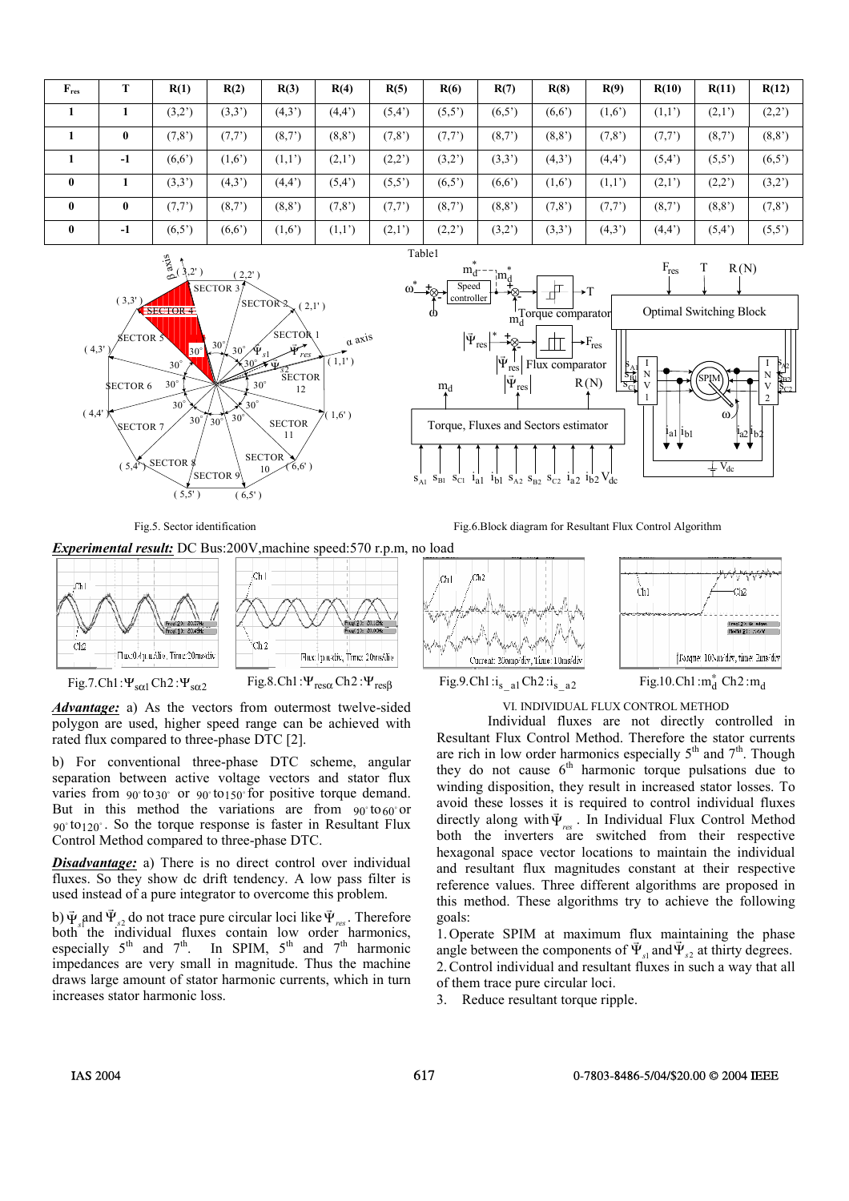| $F_{res}$ | T | R(1) | R(2) | R(3) | R(4) | R(5) | R(6) | R(7) | R(8) | R(9) | R(10) | R(11) | R(12) |
|---|---|---|---|---|---|---|---|---|---|---|---|---|---|
| 1 | 1 | (3,2') | (3,3') | (4,3') | (4,4') | (5,4') | (5,5') | (6,5') | (6,6') | (1,6') | (1,1') | (2,1') | (2,2') |
| 1 | 0 | (7,8') | (7,7') | (8,7') | (8,8') | (7,8') | (7,7') | (8,7') | (8,8') | (7,8') | (7,7') | (8,7') | (8,8') |
| 1 | -1 | (6,6') | (1,6') | (1,1') | (2,1') | (2,2') | (3,2') | (3,3') | (4,3') | (4,4') | (5,4') | (5,5') | (6,5') |
| 0 | 1 | (3,3') | (4,3') | (4,4') | (5,4') | (5,5') | (6,5') | (6,6') | (1,6') | (1,1') | (2,1') | (2,2') | (3,2') |
| 0 | 0 | (7,7') | (8,7') | (8,8') | (7,8') | (7,7') | (8,7') | (8,8') | (7,8') | (7,7') | (8,7') | (8,8') | (7,8') |
| 0 | -1 | (6,5') | (6,6') | (1,6') | (1,1') | (2,1') | (2,2') | (3,2') | (3,3') | (4,3') | (4,4') | (5,4') | (5,5') |

Table1

Fig.5. Sector identification

Fig.6.Block diagram for Resultant Flux Control Algorithm

***Experimental result:*** DC Bus:200V,machine speed:570 r.p.m, no load

Fig.7.Ch1: $\Psi_{s\alpha1}$ Ch2: $\Psi_{s\alpha2}$

Fig.8.Ch1: $\Psi_{res\alpha}$ Ch2: $\Psi_{res\beta}$

Fig.9.Ch1: $i_{s\_a1}$ Ch2: $i_{s\_a2}$

Fig.10.Ch1: $m_d^*$ Ch2: $m_d$

***Advantage:*** a) As the vectors from outermost twelve-sided polygon are used, higher speed range can be achieved with rated flux compared to three-phase DTC [2].

b) For conventional three-phase DTC scheme, angular separation between active voltage vectors and stator flux varies from $90^\circ$ to $30^\circ$ or $90^\circ$ to $150^\circ$ for positive torque demand. But in this method the variations are from $90^\circ$ to $60^\circ$ or $90^\circ$ to $120^\circ$. So the torque response is faster in Resultant Flux Control Method compared to three-phase DTC.

***Disadvantage:*** a) There is no direct control over individual fluxes. So they show dc drift tendency. A low pass filter is used instead of a pure integrator to overcome this problem.

b) $\bar{\Psi}_{s1}$ and $\bar{\Psi}_{s2}$ do not trace pure circular loci like $\bar{\Psi}_{res}$. Therefore both the individual fluxes contain low order harmonics, especially $5^{th}$ and $7^{th}$. In SPIM, $5^{th}$ and $7^{th}$ harmonic impedances are very small in magnitude. Thus the machine draws large amount of stator harmonic currents, which in turn increases stator harmonic loss.

## VI. INDIVIDUAL FLUX CONTROL METHOD

Individual fluxes are not directly controlled in Resultant Flux Control Method. Therefore the stator currents are rich in low order harmonics especially $5^{th}$ and $7^{th}$. Though they do not cause $6^{th}$ harmonic torque pulsations due to winding disposition, they result in increased stator losses. To avoid these losses it is required to control individual fluxes directly along with $\bar{\Psi}_{res}$. In Individual Flux Control Method both the inverters are switched from their respective hexagonal space vector locations to maintain the individual and resultant flux magnitudes constant at their respective reference values. Three different algorithms are proposed in this method. These algorithms try to achieve the following goals:

1. Operate SPIM at maximum flux maintaining the phase angle between the components of $\bar{\Psi}_{s1}$ and $\bar{\Psi}_{s2}$ at thirty degrees.
2. Control individual and resultant fluxes in such a way that all of them trace pure circular loci.
3. Reduce resultant torque ripple.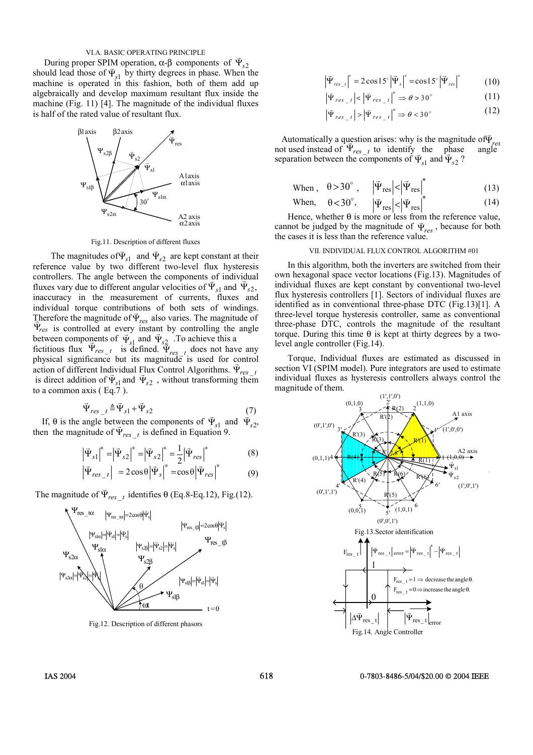### VI.A. BASIC OPERATING PRINCIPLE

During proper SPIM operation, α-β components of $\vec{\Psi}_{s2}$ should lead those of $\vec{\Psi}_{s1}$ by thirty degrees in phase. When the machine is operated in this fashion, both of them add up algebraically and develop maximum resultant flux inside the machine (Fig. 11) [4]. The magnitude of the individual fluxes is half of the rated value of resultant flux.

Fig.11. Description of different fluxes

The magnitudes of $\vec{\Psi}_{s1}$ and $\vec{\Psi}_{s2}$ are kept constant at their reference value by two different two-level flux hysteresis controllers. The angle between the components of individual fluxes vary due to different angular velocities of $\vec{\Psi}_{s1}$ and $\vec{\Psi}_{s2}$, inaccuracy in the measurement of currents, fluxes and individual torque contributions of both sets of windings. Therefore the magnitude of $\vec{\Psi}_{res}$ also varies. The magnitude of $\vec{\Psi}_{res}$ is controlled at every instant by controlling the angle between components of $\vec{\Psi}_{s1}$ and $\vec{\Psi}_{s2}$ .To achieve this a fictitious flux $\vec{\Psi}_{res\_t}$ is defined. $\vec{\Psi}_{res\_t}$ does not have any physical significance but its magnitude is used for control action of different Individual Flux Control Algorithms. $\vec{\Psi}_{res\_t}$ is direct addition of $\vec{\Psi}_{s1}$ and $\vec{\Psi}_{s2}$ , without transforming them to a common axis ( Eq.7 ).

$$\vec{\Psi}_{res\_t} \triangleq \vec{\Psi}_{s1} + \vec{\Psi}_{s2} \tag{7}$$

If, θ is the angle between the components of $\vec{\Psi}_{s1}$ and $\vec{\Psi}_{s2}$, then the magnitude of $\vec{\Psi}_{res\_t}$ is defined in Equation 9.

$$\left|\vec{\Psi}_{s1}\right|^{*} = \left|\vec{\Psi}_{s2}\right|^{*} = \left|\vec{\Psi}_{s2}\right|^{*} = \frac{1}{2}\left|\vec{\Psi}_{res}\right|^{*} \tag{8}$$

$$\left|\vec{\Psi}_{res\_t}\right| = 2\cos\theta\left|\vec{\Psi}_{s}\right|^{*} = \cos\theta\left|\vec{\Psi}_{res}\right|^{*} \tag{9}$$

The magnitude of $\vec{\Psi}_{res\_t}$ identifies θ (Eq.8-Eq.12), Fig.(12).

Fig.12. Description of different phasors

$$\left|\vec{\Psi}_{res\_t}\right|^{*} = 2\cos 15^{\circ}\left|\vec{\Psi}_{s}\right|^{*} = \cos 15^{\circ}\left|\vec{\Psi}_{res}\right|^{*} \tag{10}$$

$$\left|\vec{\Psi}_{res\_t}\right| < \left|\vec{\Psi}_{res\_t}\right|^{*} \Rightarrow \theta > 30^{\circ} \tag{11}$$

$$\left|\vec{\Psi}_{res\_t}\right| > \left|\vec{\Psi}_{res\_t}\right|^{*} \Rightarrow \theta < 30^{\circ} \tag{12}$$

Automatically a question arises: why is the magnitude of $\vec{\Psi}_{res}$ not used instead of $\vec{\Psi}_{res\_t}$ to identify the phase angle separation between the components of $\vec{\Psi}_{s1}$ and $\vec{\Psi}_{s2}$ ?

$$\text{When, } \theta > 30^{\circ}, \quad \left|\vec{\Psi}_{res}\right| < \left|\vec{\Psi}_{res}\right|^{*} \tag{13}$$

$$\text{When, } \theta < 30^{\circ}, \quad \left|\vec{\Psi}_{res}\right| < \left|\vec{\Psi}_{res}\right|^{*} \tag{14}$$

Hence, whether θ is more or less from the reference value, cannot be judged by the magnitude of $\vec{\Psi}_{res}$ , because for both the cases it is less than the reference value.

### VII. INDIVIDUAL FLUX CONTROL ALGORITHM #01

In this algorithm, both the inverters are switched from their own hexagonal space vector locations (Fig.13). Magnitudes of individual fluxes are kept constant by conventional two-level flux hysteresis controllers [1]. Sectors of individual fluxes are identified as in conventional three-phase DTC (Fig.13)[1]. A three-level torque hysteresis controller, same as conventional three-phase DTC, controls the magnitude of the resultant torque. During this time θ is kept at thirty degrees by a two-level angle controller (Fig.14).

Torque, Individual fluxes are estimated as discussed in section VI (SPIM model). Pure integrators are used to estimate individual fluxes as hysteresis controllers always control the magnitude of them.

Fig.13.Sector identification

Fig.14. Angle Controller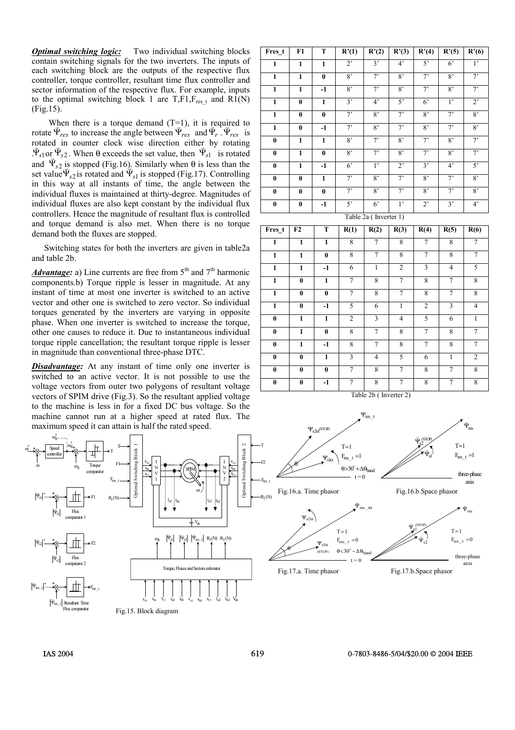***Optimal switching logic:*** Two individual switching blocks contain switching signals for the two inverters. The inputs of each switching block are the outputs of the respective flux controller, torque controller, resultant time flux controller and sector information of the respective flux. For example, inputs to the optimal switching block 1 are T,F1,$F_{res\_t}$ and R1(N) (Fig.15).

When there is a torque demand (T=1), it is required to rotate $\vec{\Psi}_{res}$ to increase the angle between $\vec{\Psi}_{res}$ and $\vec{\Psi}_r$ . $\vec{\Psi}_{res}$ is rotated in counter clock wise direction either by rotating $\vec{\Psi}_{s1}$ or $\vec{\Psi}_{s2}$. When θ exceeds the set value, then $\vec{\Psi}_{s1}$ is rotated and $\vec{\Psi}_{s2}$ is stopped (Fig.16). Similarly when θ is less than the set value $\vec{\Psi}_{s2}$ is rotated and $\vec{\Psi}_{s1}$ is stopped (Fig.17). Controlling in this way at all instants of time, the angle between the individual fluxes is maintained at thirty-degree. Magnitudes of individual fluxes are also kept constant by the individual flux controllers. Hence the magnitude of resultant flux is controlled and torque demand is also met. When there is no torque demand both the fluxes are stopped.

Switching states for both the inverters are given in table2a and table 2b.

***Advantage:*** a) Line currents are free from 5th and 7th harmonic components.b) Torque ripple is lesser in magnitude. At any instant of time at most one inverter is switched to an active vector and other one is switched to zero vector. So individual torques generated by the inverters are varying in opposite phase. When one inverter is switched to increase the torque, other one causes to reduce it. Due to instantaneous individual torque ripple cancellation; the resultant torque ripple is lesser in magnitude than conventional three-phase DTC.

***Disadvantage:*** At any instant of time only one inverter is switched to an active vector. It is not possible to use the voltage vectors from outer two polygons of resultant voltage vectors of SPIM drive (Fig.3). So the resultant applied voltage to the machine is less in for a fixed DC bus voltage. So the machine cannot run at a higher speed at rated flux. The maximum speed it can attain is half the rated speed.

Fig.15. Block diagram

| Fres_t | F1 | T | R'(1) | R'(2) | R'(3) | R'(4) | R'(5) | R'(6) |
|---|---|---|---|---|---|---|---|---|
| 1 | 1 | 1 | 2' | 3' | 4' | 5' | 6' | 1' |
| 1 | 1 | 0 | 8' | 7' | 8' | 7' | 8' | 7' |
| 1 | 1 | -1 | 8' | 7' | 8' | 7' | 8' | 7' |
| 1 | 0 | 1 | 3' | 4' | 5' | 6' | 1' | 2' |
| 1 | 0 | 0 | 7' | 8' | 7' | 8' | 7' | 8' |
| 1 | 0 | -1 | 7' | 8' | 7' | 8' | 7' | 8' |
| 0 | 1 | 1 | 8' | 7' | 8' | 7' | 8' | 7' |
| 0 | 1 | 0 | 8' | 7' | 8' | 7' | 8' | 7' |
| 0 | 1 | -1 | 6' | 1' | 2' | 3' | 4' | 5' |
| 0 | 0 | 1 | 7' | 8' | 7' | 8' | 7' | 8' |
| 0 | 0 | 0 | 7' | 8' | 7' | 8' | 7' | 8' |
| 0 | 0 | -1 | 5' | 6' | 1' | 2' | 3' | 4' |

Table 2a ( Inverter 1)

| Fres_t | F2 | T | R(1) | R(2) | R(3) | R(4) | R(5) | R(6) |
|---|---|---|---|---|---|---|---|---|
| 1 | 1 | 1 | 8 | 7 | 8 | 7 | 8 | 7 |
| 1 | 1 | 0 | 8 | 7 | 8 | 7 | 8 | 7 |
| 1 | 1 | -1 | 6 | 1 | 2 | 3 | 4 | 5 |
| 1 | 0 | 1 | 7 | 8 | 7 | 8 | 7 | 8 |
| 1 | 0 | 0 | 7 | 8 | 7 | 8 | 7 | 8 |
| 1 | 0 | -1 | 5 | 6 | 1 | 2 | 3 | 4 |
| 0 | 1 | 1 | 2 | 3 | 4 | 5 | 6 | 1 |
| 0 | 1 | 0 | 8 | 7 | 8 | 7 | 8 | 7 |
| 0 | 1 | -1 | 8 | 7 | 8 | 7 | 8 | 7 |
| 0 | 0 | 1 | 3 | 4 | 5 | 6 | 1 | 2 |
| 0 | 0 | 0 | 7 | 8 | 7 | 8 | 7 | 8 |
| 0 | 0 | -1 | 7 | 8 | 7 | 8 | 7 | 8 |

Table 2b ( Inverter 2)

Fig.16.a. Time phasor

Fig.16.b.Space phasor

Fig.17.a. Time phasor

Fig.17.b.Space phasor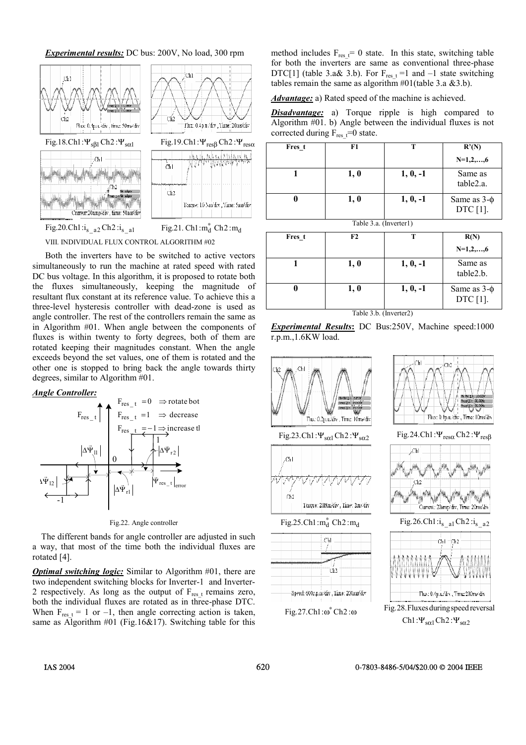***Experimental results:*** DC bus: 200V, No load, 300 rpm

Fig.18. Ch1: $\Psi_{s\beta 1}$ Ch2: $\Psi_{s\alpha 1}$

Fig.19. Ch1: $\Psi_{res\beta}$ Ch2: $\Psi_{res\alpha}$

Fig.20. Ch1: $i_{s\_a2}$ Ch2: $i_{s\_a1}$

Fig.21. Ch1: $m_d^*$ Ch2: $m_d$

## VIII. INDIVIDUAL FLUX CONTROL ALGORITHM #02

Both the inverters have to be switched to active vectors simultaneously to run the machine at rated speed with rated DC bus voltage. In this algorithm, it is proposed to rotate both the fluxes simultaneously, keeping the magnitude of resultant flux constant at its reference value. To achieve this a three-level hysteresis controller with dead-zone is used as angle controller. The rest of the controllers remain the same as in Algorithm #01. When angle between the components of fluxes is within twenty to forty degrees, both of them are rotated keeping their magnitudes constant. When the angle exceeds beyond the set values, one of them is rotated and the other one is stopped to bring back the angle towards thirty degrees, similar to Algorithm #01.

***Angle Controller:***

Fig.22. Angle controller

The different bands for angle controller are adjusted in such a way, that most of the time both the individual fluxes are rotated [4].

***Optimal switching logic:*** Similar to Algorithm #01, there are two independent switching blocks for Inverter-1 and Inverter-2 respectively. As long as the output of $F_{res\_t}$ remains zero, both the individual fluxes are rotated as in three-phase DTC. When $F_{res\_t}$ = 1 or –1, then angle correcting action is taken, same as Algorithm #01 (Fig.16&17). Switching table for this method includes $F_{res\_t}$= 0 state. In this state, switching table for both the inverters are same as conventional three-phase DTC[1] (table 3.a& 3.b). For $F_{res\_t}$ =1 and –1 state switching tables remain the same as algorithm #01(table 3.a &3.b).

***Advantage:*** a) Rated speed of the machine is achieved.

***Disadvantage:*** a) Torque ripple is high compared to Algorithm #01. b) Angle between the individual fluxes is not corrected during $F_{res\_t}$=0 state.

| Fres_t | F1 | T | R'(N) N=1,2,…,6 |
|---|---|---|---|
| 1 | 1, 0 | 1, 0, -1 | Same as table2.a. |
| 0 | 1, 0 | 1, 0, -1 | Same as 3-ϕ DTC [1]. |

Table 3.a. (Inverter1)

| Fres_t | F2 | T | R(N) N=1,2,…,6 |
|---|---|---|---|
| 1 | 1, 0 | 1, 0, -1 | Same as table2.b. |
| 0 | 1, 0 | 1, 0, -1 | Same as 3-ϕ DTC [1]. |

Table 3.b. (Inverter2)

***Experimental Results*****:** DC Bus:250V, Machine speed:1000 r.p.m.,1.6KW load.

Fig.23. Ch1: $\Psi_{s\alpha 1}$ Ch2: $\Psi_{s\alpha 2}$

Fig.24. Ch1: $\Psi_{res\alpha}$ Ch2: $\Psi_{res\beta}$

Fig.25. Ch1: $m_d^*$ Ch2: $m_d$

Fig.26. Ch1: $i_{s\_a1}$ Ch2: $i_{s\_a2}$

Fig.27. Ch1: $\omega^*$ Ch2: $\omega$

Fig.28. Fluxes during speed reversal Ch1: $\Psi_{s\alpha 1}$ Ch2: $\Psi_{s\alpha 2}$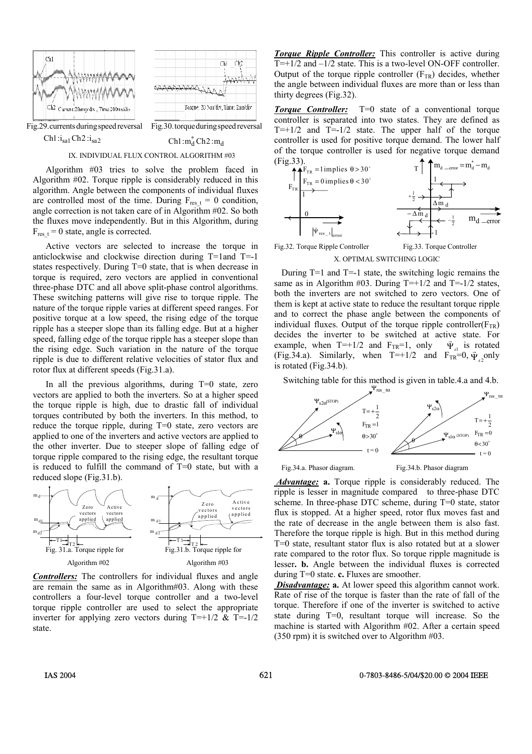Fig.29. currents during speed reversal Ch1: $i_{sa1}$ Ch2: $i_{sa2}$

Fig.30. torque during speed reversal Ch1: $m_d^*$ Ch2: $m_d$

## IX. INDIVIDUAL FLUX CONTROL ALGORITHM #03

Algorithm #03 tries to solve the problem faced in Algorithm #02. Torque ripple is considerably reduced in this algorithm. Angle between the components of individual fluxes are controlled most of the time. During $F_{res\_t} = 0$ condition, angle correction is not taken care of in Algorithm #02. So both the fluxes move independently. But in this Algorithm, during $F_{res\_t} = 0$ state, angle is corrected.

Active vectors are selected to increase the torque in anticlockwise and clockwise direction during T=1and T=-1 states respectively. During T=0 state, that is when decrease in torque is required, zero vectors are applied in conventional three-phase DTC and all above split-phase control algorithms. These switching patterns will give rise to torque ripple. The nature of the torque ripple varies at different speed ranges. For positive torque at a low speed, the rising edge of the torque ripple has a steeper slope than its falling edge. But at a higher speed, falling edge of the torque ripple has a steeper slope than the rising edge. Such variation in the nature of the torque ripple is due to different relative velocities of stator flux and rotor flux at different speeds (Fig.31.a).

In all the previous algorithms, during T=0 state, zero vectors are applied to both the inverters. So at a higher speed the torque ripple is high, due to drastic fall of individual torques contributed by both the inverters. In this method, to reduce the torque ripple, during T=0 state, zero vectors are applied to one of the inverters and active vectors are applied to the other inverter. Due to steeper slope of falling edge of torque ripple compared to the rising edge, the resultant torque is reduced to fulfill the command of T=0 state, but with a reduced slope (Fig.31.b).

Fig. 31.a. Torque ripple for Algorithm #02

Fig.31.b. Torque ripple for Algorithm #03

***Controllers:*** The controllers for individual fluxes and angle are remain the same as in Algorithm#03. Along with these controllers a four-level torque controller and a two-level torque ripple controller are used to select the appropriate inverter for applying zero vectors during T=+1/2 & T=-1/2 state.

***Torque Ripple Controller:*** This controller is active during T=+1/2 and –1/2 state. This is a two-level ON-OFF controller. Output of the torque ripple controller ($F_{TR}$) decides, whether the angle between individual fluxes are more than or less than thirty degrees (Fig.32).

***Torque Controller:*** T=0 state of a conventional torque controller is separated into two states. They are defined as T=+1/2 and T=-1/2 state. The upper half of the torque controller is used for positive torque demand. The lower half of the torque controller is used for negative torque demand (Fig.33).

Fig.32. Torque Ripple Controller

Fig.33. Torque Controller

## X. OPTIMAL SWITCHING LOGIC

During T=1 and T=-1 state, the switching logic remains the same as in Algorithm #03. During T=+1/2 and T=-1/2 states, both the inverters are not switched to zero vectors. One of them is kept at active state to reduce the resultant torque ripple and to correct the phase angle between the components of individual fluxes. Output of the torque ripple controller($F_{TR}$) decides the inverter to be switched at active state. For example, when T=+1/2 and $F_{TR}$=1, only $\bar{\Psi}_{s1}$ is rotated (Fig.34.a). Similarly, when T=+1/2 and $F_{TR}$=0, $\bar{\Psi}_{s2}$ only is rotated (Fig.34.b).

Switching table for this method is given in table.4.a and 4.b.

Fig.34.a. Phasor diagram.

Fig.34.b. Phasor diagram

***Advantage:*** **a.** Torque ripple is considerably reduced. The ripple is lesser in magnitude compared to three-phase DTC scheme. In three-phase DTC scheme, during T=0 state, stator flux is stopped. At a higher speed, rotor flux moves fast and the rate of decrease in the angle between them is also fast. Therefore the torque ripple is high. But in this method during T=0 state, resultant stator flux is also rotated but at a slower rate compared to the rotor flux. So torque ripple magnitude is lesser**. b.** Angle between the individual fluxes is corrected during T=0 state. **c.** Fluxes are smoother.

***Disadvantage:*** **a.** At lower speed this algorithm cannot work. Rate of rise of the torque is faster than the rate of fall of the torque. Therefore if one of the inverter is switched to active state during T=0, resultant torque will increase. So the machine is started with Algorithm #02. After a certain speed (350 rpm) it is switched over to Algorithm #03.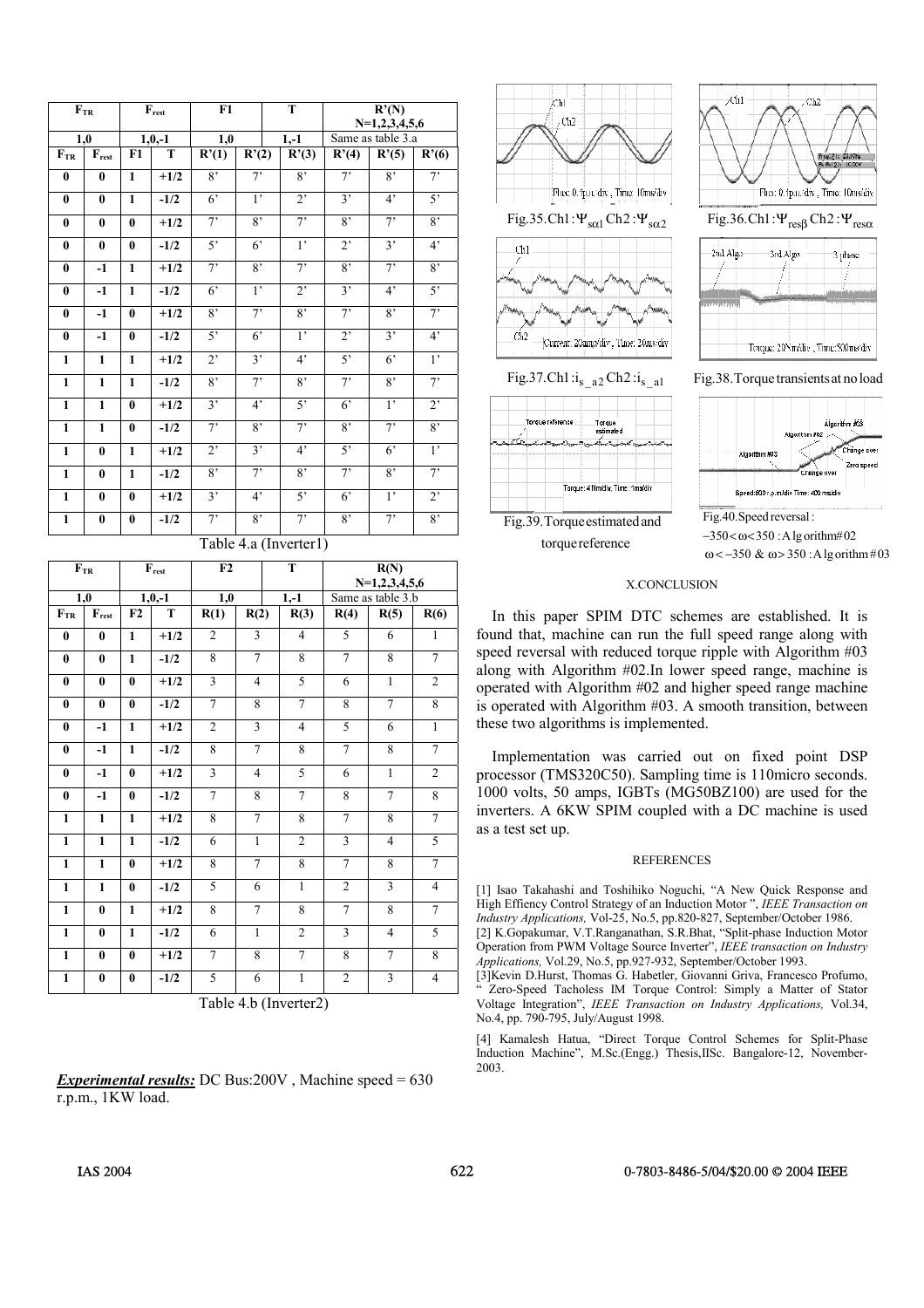| $F_{TR}$ | | $F_{rest}$ | | F1 | | T | R'(N) N=1,2,3,4,5,6 | | |
|---|---|---|---|---|---|---|---|---|---|
| 1,0 | | 1,0,-1 | | 1,0 | | 1,-1 | Same as table 3.a | | |
| $F_{TR}$ | $F_{rest}$ | F1 | T | R'(1) | R'(2) | R'(3) | R'(4) | R'(5) | R'(6) |
| 0 | 0 | 1 | +1/2 | 8' | 7' | 8' | 7' | 8' | 7' |
| 0 | 0 | 1 | -1/2 | 6' | 1' | 2' | 3' | 4' | 5' |
| 0 | 0 | 0 | +1/2 | 7' | 8' | 7' | 8' | 7' | 8' |
| 0 | 0 | 0 | -1/2 | 5' | 6' | 1' | 2' | 3' | 4' |
| 0 | -1 | 1 | +1/2 | 7' | 8' | 7' | 8' | 7' | 8' |
| 0 | -1 | 1 | -1/2 | 6' | 1' | 2' | 3' | 4' | 5' |
| 0 | -1 | 0 | +1/2 | 8' | 7' | 8' | 7' | 8' | 7' |
| 0 | -1 | 0 | -1/2 | 5' | 6' | 1' | 2' | 3' | 4' |
| 1 | 1 | 1 | +1/2 | 2' | 3' | 4' | 5' | 6' | 1' |
| 1 | 1 | 1 | -1/2 | 8' | 7' | 8' | 7' | 8' | 7' |
| 1 | 1 | 0 | +1/2 | 3' | 4' | 5' | 6' | 1' | 2' |
| 1 | 1 | 0 | -1/2 | 7' | 8' | 7' | 8' | 7' | 8' |
| 1 | 0 | 1 | +1/2 | 2' | 3' | 4' | 5' | 6' | 1' |
| 1 | 0 | 1 | -1/2 | 8' | 7' | 8' | 7' | 8' | 7' |
| 1 | 0 | 0 | +1/2 | 3' | 4' | 5' | 6' | 1' | 2' |
| 1 | 0 | 0 | -1/2 | 7' | 8' | 7' | 8' | 7' | 8' |

Table 4.a (Inverter1)

| $F_{TR}$ | | $F_{rest}$ | | F2 | | T | R(N) N=1,2,3,4,5,6 | | |
|---|---|---|---|---|---|---|---|---|---|
| 1,0 | | 1,0,-1 | | 1,0 | | 1,-1 | Same as table 3.b | | |
| $F_{TR}$ | $F_{rest}$ | F2 | T | R(1) | R(2) | R(3) | R(4) | R(5) | R(6) |
| 0 | 0 | 1 | +1/2 | 2 | 3 | 4 | 5 | 6 | 1 |
| 0 | 0 | 1 | -1/2 | 8 | 7 | 8 | 7 | 8 | 7 |
| 0 | 0 | 0 | +1/2 | 3 | 4 | 5 | 6 | 1 | 2 |
| 0 | 0 | 0 | -1/2 | 7 | 8 | 7 | 8 | 7 | 8 |
| 0 | -1 | 1 | +1/2 | 2 | 3 | 4 | 5 | 6 | 1 |
| 0 | -1 | 1 | -1/2 | 8 | 7 | 8 | 7 | 8 | 7 |
| 0 | -1 | 0 | +1/2 | 3 | 4 | 5 | 6 | 1 | 2 |
| 0 | -1 | 0 | -1/2 | 7 | 8 | 7 | 8 | 7 | 8 |
| 1 | 1 | 1 | +1/2 | 8 | 7 | 8 | 7 | 8 | 7 |
| 1 | 1 | 1 | -1/2 | 6 | 1 | 2 | 3 | 4 | 5 |
| 1 | 1 | 0 | +1/2 | 8 | 7 | 8 | 7 | 8 | 7 |
| 1 | 1 | 0 | -1/2 | 5 | 6 | 1 | 2 | 3 | 4 |
| 1 | 0 | 1 | +1/2 | 8 | 7 | 8 | 7 | 8 | 7 |
| 1 | 0 | 1 | -1/2 | 6 | 1 | 2 | 3 | 4 | 5 |
| 1 | 0 | 0 | +1/2 | 7 | 8 | 7 | 8 | 7 | 8 |
| 1 | 0 | 0 | -1/2 | 5 | 6 | 1 | 2 | 3 | 4 |

Table 4.b (Inverter2)

***Experimental results:*** DC Bus:200V , Machine speed = 630 r.p.m., 1KW load.

Ch1
Ch2
Flux: 0.4p.u./div , Time: 10ms/div

Fig.35. Ch1: $\Psi_{s\alpha1}$ Ch2: $\Psi_{s\alpha2}$

Ch1
Ch2
Flux: 0.4p.u./div , Time: 10ms/div

Fig.36. Ch1: $\Psi_{res\beta}$ Ch2: $\Psi_{res\alpha}$

Ch1
Ch2
Current: 20amps/div , Time: 20ms/div

Fig.37. Ch1: $i_{s\_a2}$ Ch2: $i_{s\_a1}$

2nd Algo
3rd Algo
3 phase
Torque: 20Nm/div , Time: 500ms/div

Fig.38. Torque transients at no load

Torque reference
Torque estimated
Torque: 40Nm/div, Time: 1ms/div

Fig.39. Torque estimated and torque reference

Algorithm #03
Algorithm #02
Algorithm #03
Change over
Zero speed
Change over
Speed:600 r.p.m/div Time: 400 ms/div

Fig.40. Speed reversal:
$-350<\omega<350$ : Algorithm #02
$\omega<-350$ & $\omega>350$ : Algorithm #03

## X. CONCLUSION

In this paper SPIM DTC schemes are established. It is found that, machine can run the full speed range along with speed reversal with reduced torque ripple with Algorithm #03 along with Algorithm #02. In lower speed range, machine is operated with Algorithm #02 and higher speed range machine is operated with Algorithm #03. A smooth transition, between these two algorithms is implemented.

Implementation was carried out on fixed point DSP processor (TMS320C50). Sampling time is 110micro seconds. 1000 volts, 50 amps, IGBTs (MG50BZ100) are used for the inverters. A 6KW SPIM coupled with a DC machine is used as a test set up.

## REFERENCES

[1] Isao Takahashi and Toshihiko Noguchi, "A New Quick Response and High Effiency Control Strategy of an Induction Motor ", *IEEE Transaction on Industry Applications,* Vol-25, No.5, pp.820-827, September/October 1986.

[2] K.Gopakumar, V.T.Ranganathan, S.R.Bhat, "Split-phase Induction Motor Operation from PWM Voltage Source Inverter", *IEEE transaction on Industry Applications,* Vol.29, No.5, pp.927-932, September/October 1993.

[3]Kevin D.Hurst, Thomas G. Habetler, Giovanni Griva, Francesco Profumo, " Zero-Speed Tacholess IM Torque Control: Simply a Matter of Stator Voltage Integration", *IEEE Transaction on Industry Applications,* Vol.34, No.4, pp. 790-795, July/August 1998.

[4] Kamalesh Hatua, "Direct Torque Control Schemes for Split-Phase Induction Machine", M.Sc.(Engg.) Thesis,IISc. Bangalore-12, November-2003.